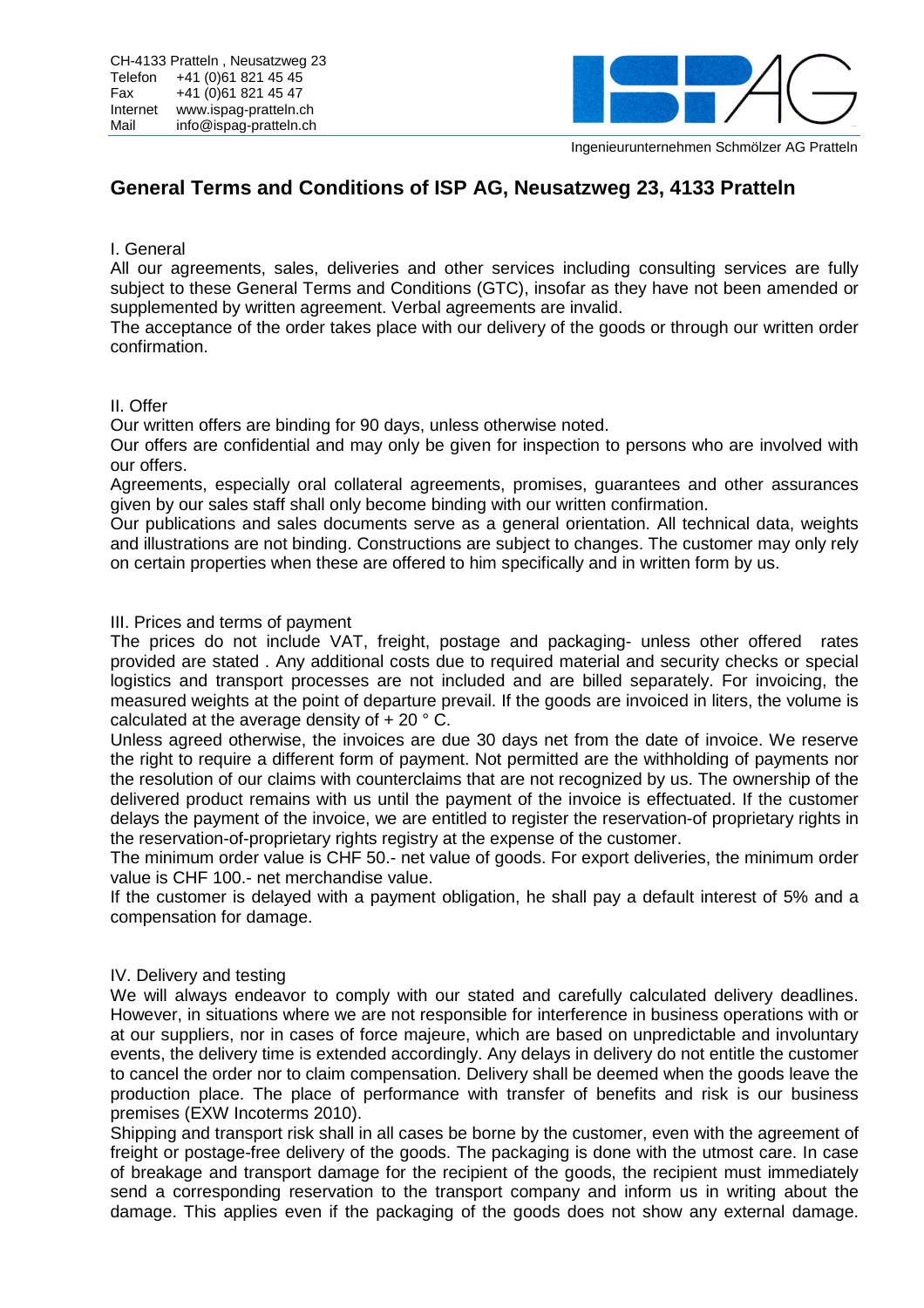CH-4133 Pratteln , Neusatzweg 23
Telefon +41 (0)61 821 45 45
Fax +41 (0)61 821 45 47
Internet www.ispag-pratteln.ch
Mail info@ispag-pratteln.ch

Ingenieurunternehmen Schmölzer AG Pratteln

# General Terms and Conditions of ISP AG, Neusatzweg 23, 4133 Pratteln

I. General

All our agreements, sales, deliveries and other services including consulting services are fully subject to these General Terms and Conditions (GTC), insofar as they have not been amended or supplemented by written agreement. Verbal agreements are invalid.

The acceptance of the order takes place with our delivery of the goods or through our written order confirmation.

II. Offer

Our written offers are binding for 90 days, unless otherwise noted.

Our offers are confidential and may only be given for inspection to persons who are involved with our offers.

Agreements, especially oral collateral agreements, promises, guarantees and other assurances given by our sales staff shall only become binding with our written confirmation.

Our publications and sales documents serve as a general orientation. All technical data, weights and illustrations are not binding. Constructions are subject to changes. The customer may only rely on certain properties when these are offered to him specifically and in written form by us.

III. Prices and terms of payment

The prices do not include VAT, freight, postage and packaging- unless other offered rates provided are stated . Any additional costs due to required material and security checks or special logistics and transport processes are not included and are billed separately. For invoicing, the measured weights at the point of departure prevail. If the goods are invoiced in liters, the volume is calculated at the average density of + 20 ° C.

Unless agreed otherwise, the invoices are due 30 days net from the date of invoice. We reserve the right to require a different form of payment. Not permitted are the withholding of payments nor the resolution of our claims with counterclaims that are not recognized by us. The ownership of the delivered product remains with us until the payment of the invoice is effectuated. If the customer delays the payment of the invoice, we are entitled to register the reservation-of proprietary rights in the reservation-of-proprietary rights registry at the expense of the customer.

The minimum order value is CHF 50.- net value of goods. For export deliveries, the minimum order value is CHF 100.- net merchandise value.

If the customer is delayed with a payment obligation, he shall pay a default interest of 5% and a compensation for damage.

IV. Delivery and testing

We will always endeavor to comply with our stated and carefully calculated delivery deadlines. However, in situations where we are not responsible for interference in business operations with or at our suppliers, nor in cases of force majeure, which are based on unpredictable and involuntary events, the delivery time is extended accordingly. Any delays in delivery do not entitle the customer to cancel the order nor to claim compensation. Delivery shall be deemed when the goods leave the production place. The place of performance with transfer of benefits and risk is our business premises (EXW Incoterms 2010).

Shipping and transport risk shall in all cases be borne by the customer, even with the agreement of freight or postage-free delivery of the goods. The packaging is done with the utmost care. In case of breakage and transport damage for the recipient of the goods, the recipient must immediately send a corresponding reservation to the transport company and inform us in writing about the damage. This applies even if the packaging of the goods does not show any external damage.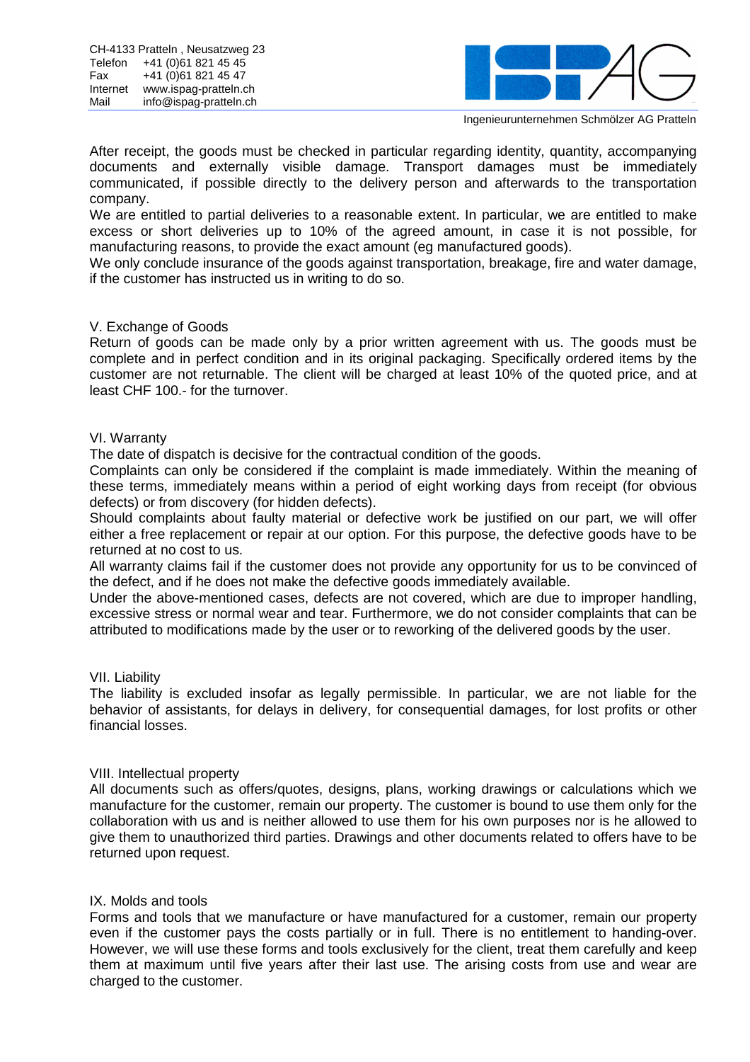After receipt, the goods must be checked in particular regarding identity, quantity, accompanying documents and externally visible damage. Transport damages must be immediately communicated, if possible directly to the delivery person and afterwards to the transportation company.

We are entitled to partial deliveries to a reasonable extent. In particular, we are entitled to make excess or short deliveries up to 10% of the agreed amount, in case it is not possible, for manufacturing reasons, to provide the exact amount (eg manufactured goods).

We only conclude insurance of the goods against transportation, breakage, fire and water damage, if the customer has instructed us in writing to do so.

## V. Exchange of Goods

Return of goods can be made only by a prior written agreement with us. The goods must be complete and in perfect condition and in its original packaging. Specifically ordered items by the customer are not returnable. The client will be charged at least 10% of the quoted price, and at least CHF 100.- for the turnover.

## VI. Warranty

The date of dispatch is decisive for the contractual condition of the goods.

Complaints can only be considered if the complaint is made immediately. Within the meaning of these terms, immediately means within a period of eight working days from receipt (for obvious defects) or from discovery (for hidden defects).

Should complaints about faulty material or defective work be justified on our part, we will offer either a free replacement or repair at our option. For this purpose, the defective goods have to be returned at no cost to us.

All warranty claims fail if the customer does not provide any opportunity for us to be convinced of the defect, and if he does not make the defective goods immediately available.

Under the above-mentioned cases, defects are not covered, which are due to improper handling, excessive stress or normal wear and tear. Furthermore, we do not consider complaints that can be attributed to modifications made by the user or to reworking of the delivered goods by the user.

## VII. Liability

The liability is excluded insofar as legally permissible. In particular, we are not liable for the behavior of assistants, for delays in delivery, for consequential damages, for lost profits or other financial losses.

## VIII. Intellectual property

All documents such as offers/quotes, designs, plans, working drawings or calculations which we manufacture for the customer, remain our property. The customer is bound to use them only for the collaboration with us and is neither allowed to use them for his own purposes nor is he allowed to give them to unauthorized third parties. Drawings and other documents related to offers have to be returned upon request.

## IX. Molds and tools

Forms and tools that we manufacture or have manufactured for a customer, remain our property even if the customer pays the costs partially or in full. There is no entitlement to handing-over. However, we will use these forms and tools exclusively for the client, treat them carefully and keep them at maximum until five years after their last use. The arising costs from use and wear are charged to the customer.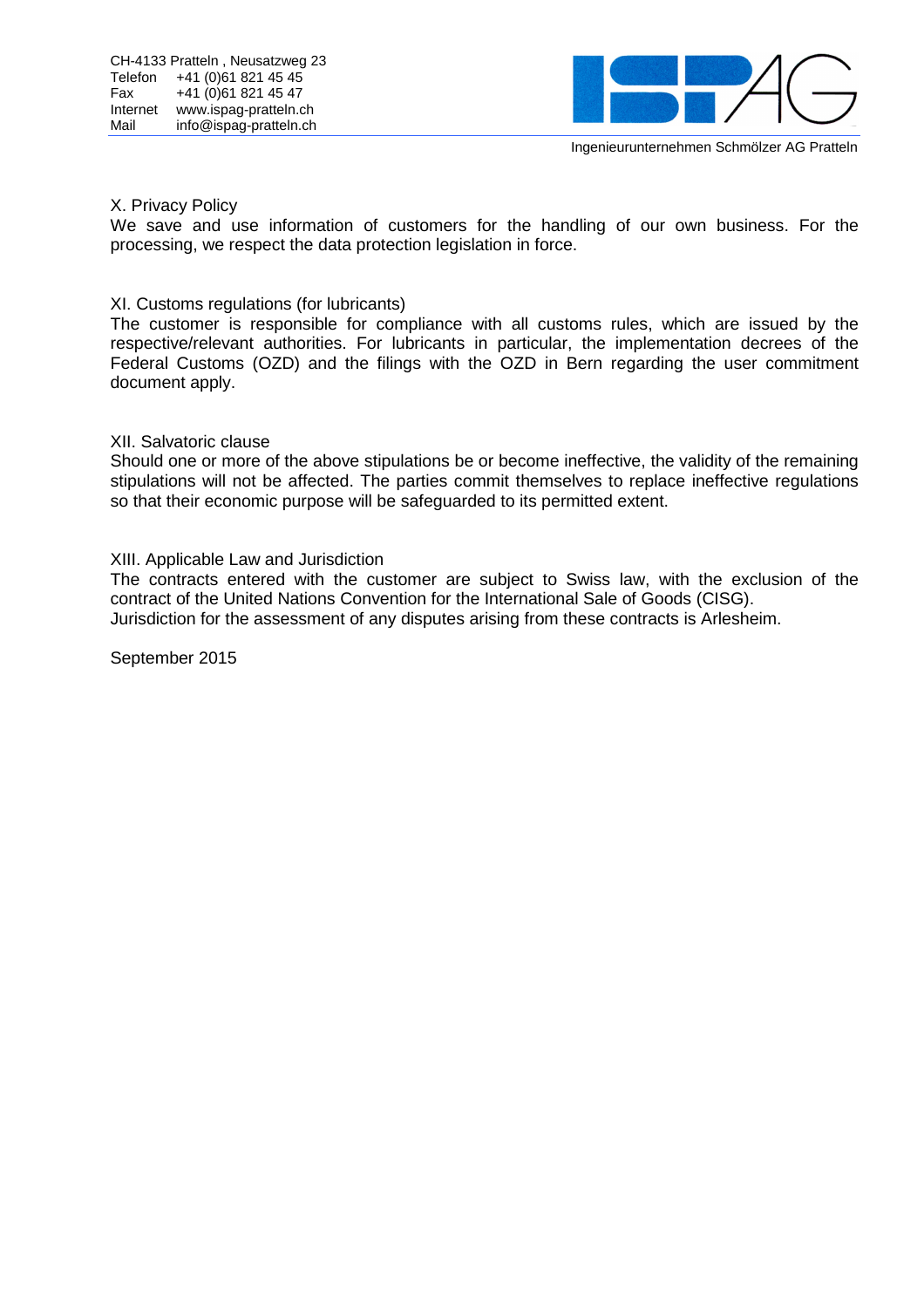## X. Privacy Policy

We save and use information of customers for the handling of our own business. For the processing, we respect the data protection legislation in force.

## XI. Customs regulations (for lubricants)

The customer is responsible for compliance with all customs rules, which are issued by the respective/relevant authorities. For lubricants in particular, the implementation decrees of the Federal Customs (OZD) and the filings with the OZD in Bern regarding the user commitment document apply.

## XII. Salvatoric clause

Should one or more of the above stipulations be or become ineffective, the validity of the remaining stipulations will not be affected. The parties commit themselves to replace ineffective regulations so that their economic purpose will be safeguarded to its permitted extent.

## XIII. Applicable Law and Jurisdiction

The contracts entered with the customer are subject to Swiss law, with the exclusion of the contract of the United Nations Convention for the International Sale of Goods (CISG).
Jurisdiction for the assessment of any disputes arising from these contracts is Arlesheim.

September 2015